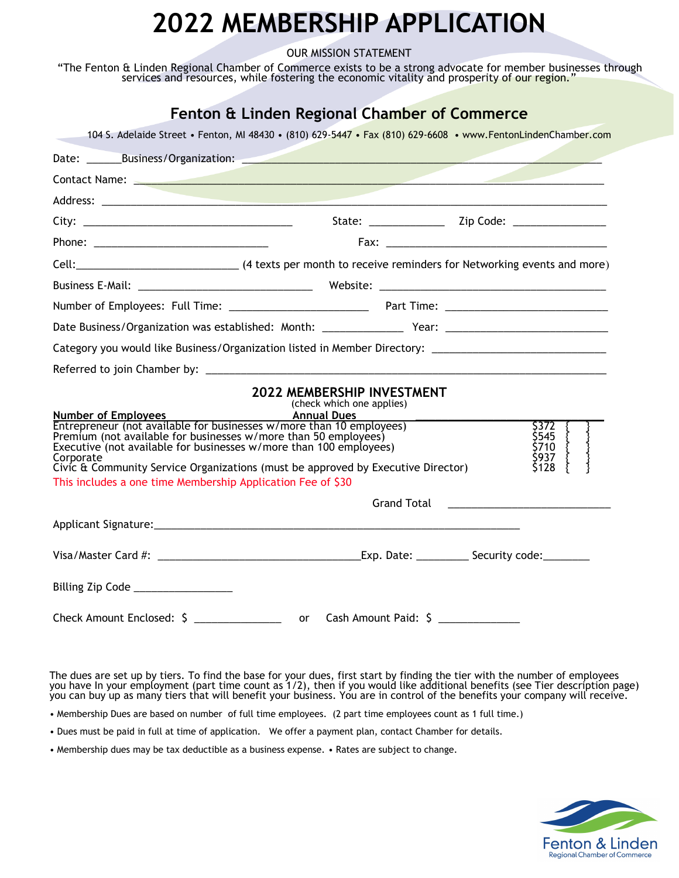# 2022 MEMBERSHIP APPLICATION

OUR MISSION STATEMENT

"The Fenton & Linden Regional Chamber of Commerce exists to be a strong advocate for member businesses through services and resources, while fostering the economic vitality and prosperity of our region."

## Fenton & Linden Regional Chamber of Commerce

104 S. Adelaide Street • Fenton, MI 48430 • (810) 629-5447 • Fax (810) 629-6608 • www.FentonLindenChamber.com

Date: ______Business/Organization: ____________________________________________

Contact Name: ____________________________________________

Address: ____________________________________________

City: ______________________ State: __________ Zip Code: ____________

Phone: ____________________ Fax: ______________________

Cell:____________________ (4 texts per month to receive reminders for Networking events and more)

Business E-Mail: ____________________ Website: ______________________

Number of Employees: Full Time: ________________ Part Time: ________________

Date Business/Organization was established: Month: __________ Year: ______________

Category you would like Business/Organization listed in Member Directory: ____________________

Referred to join Chamber by: ____________________________________________

### 2022 MEMBERSHIP INVESTMENT

(check which one applies)

| Number of Employees | Annual Dues | |
|---|---|---|
| Entrepreneur (not available for businesses w/more than 10 employees) | $372 | { } |
| Premium (not available for businesses w/more than 50 employees) | $545 | { } |
| Executive (not available for businesses w/more than 100 employees) | $710 | { } |
| Corporate | $937 | { } |
| Civic & Community Service Organizations (must be approved by Executive Director) | $128 | { } |

This includes a one time Membership Application Fee of $30

Grand Total ____________________

Applicant Signature:____________________________________________

Visa/Master Card #: ________________________Exp. Date: ________ Security code:________

Billing Zip Code ________________

Check Amount Enclosed: $ ____________ or Cash Amount Paid: $ ____________

The dues are set up by tiers. To find the base for your dues, first start by finding the tier with the number of employees you have In your employment (part time count as 1/2), then if you would like additional benefits (see Tier description page) you can buy up as many tiers that will benefit your business. You are in control of the benefits your company will receive.

- Membership Dues are based on number of full time employees. (2 part time employees count as 1 full time.)
- Dues must be paid in full at time of application. We offer a payment plan, contact Chamber for details.
- Membership dues may be tax deductible as a business expense. • Rates are subject to change.

Fenton & Linden
Regional Chamber of Commerce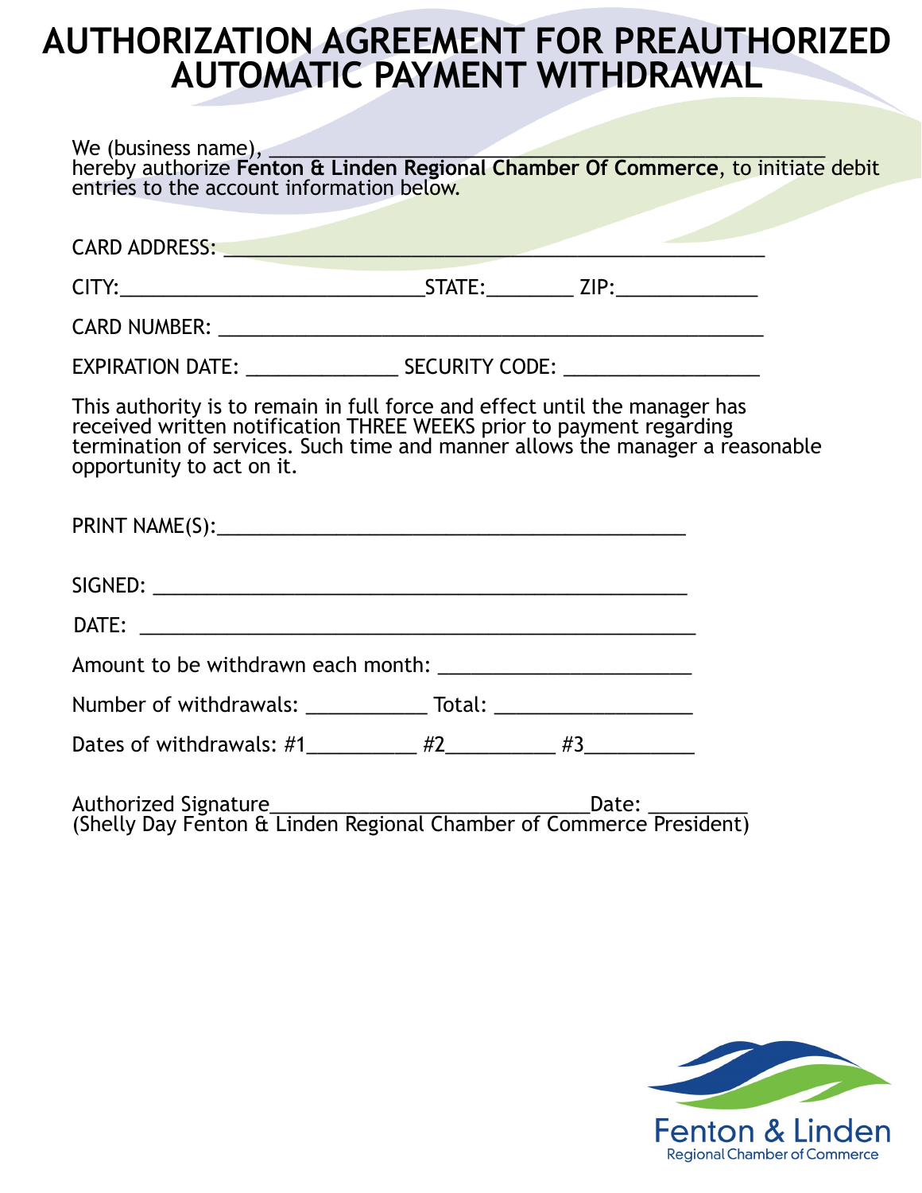# AUTHORIZATION AGREEMENT FOR PREAUTHORIZED AUTOMATIC PAYMENT WITHDRAWAL

We (business name), ______________________________________________________
hereby authorize **Fenton & Linden Regional Chamber Of Commerce**, to initiate debit entries to the account information below.

CARD ADDRESS: ____________________________________________________

CITY:_____________________________STATE:________ ZIP:_____________

CARD NUMBER: ____________________________________________________

EXPIRATION DATE: ______________ SECURITY CODE: __________________

This authority is to remain in full force and effect until the manager has received written notification THREE WEEKS prior to payment regarding termination of services. Such time and manner allows the manager a reasonable opportunity to act on it.

PRINT NAME(S):_____________________________________________

SIGNED: ____________________________________________________

DATE: ______________________________________________________

Amount to be withdrawn each month: _______________________

Number of withdrawals: ___________ Total: __________________

Dates of withdrawals: #1__________ #2__________ #3__________

Authorized Signature________________________________Date: _________
(Shelly Day Fenton & Linden Regional Chamber of Commerce President)

Fenton & Linden
Regional Chamber of Commerce